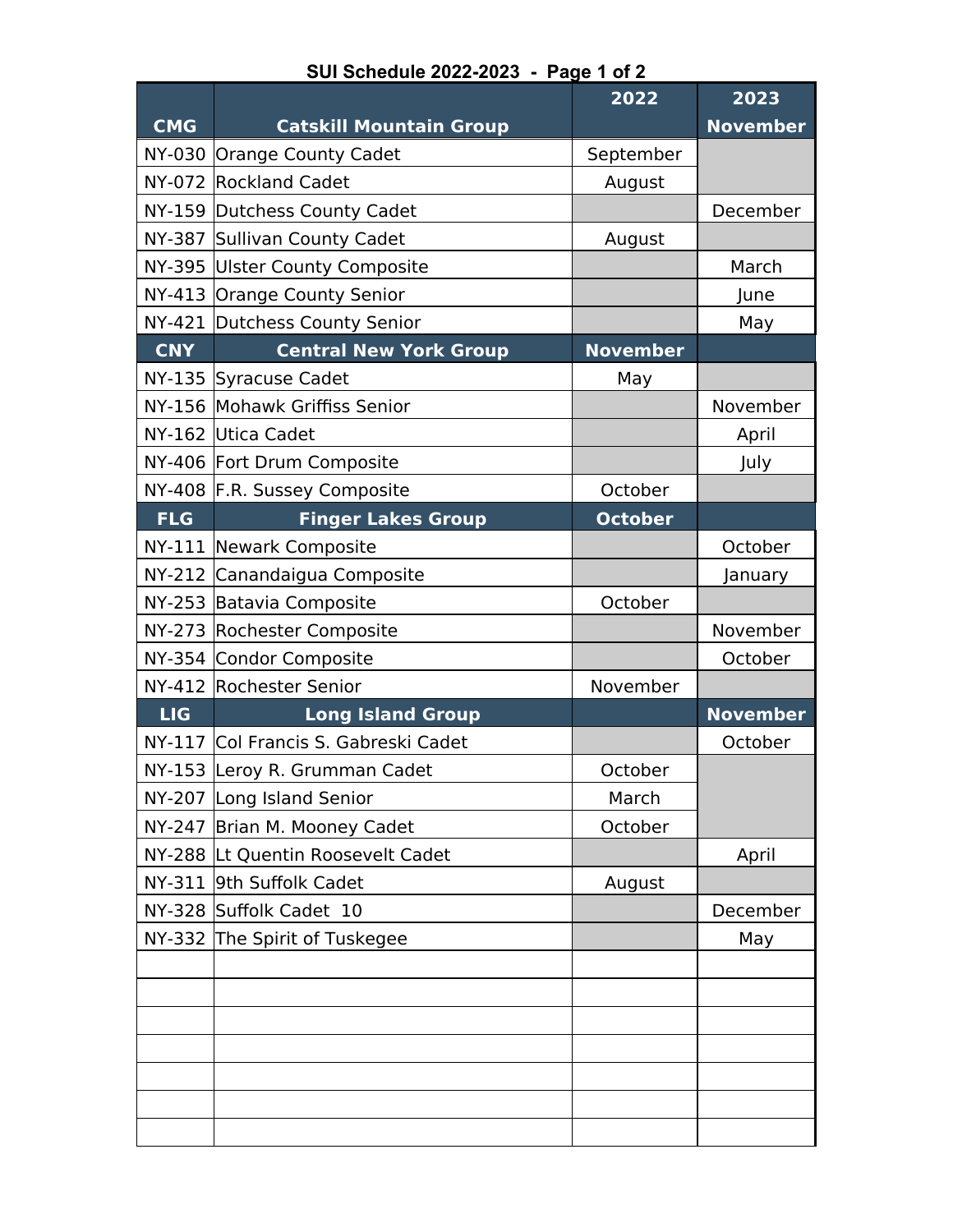# SUI Schedule 2022-2023

| CMG | Catskill Mountain Group | 2022 | 2023 November |
|---|---|---|---|
| NY-030 | Orange County Cadet | September | |
| NY-072 | Rockland Cadet | August | |
| NY-159 | Dutchess County Cadet | | December |
| NY-387 | Sullivan County Cadet | August | |
| NY-395 | Ulster County Composite | | March |
| NY-413 | Orange County Senior | | June |
| NY-421 | Dutchess County Senior | | May |
| **CNY** | **Central New York Group** | **November** | |
| NY-135 | Syracuse Cadet | May | |
| NY-156 | Mohawk Griffiss Senior | | November |
| NY-162 | Utica Cadet | | April |
| NY-406 | Fort Drum Composite | | July |
| NY-408 | F.R. Sussey Composite | October | |
| **FLG** | **Finger Lakes Group** | **October** | |
| NY-111 | Newark Composite | | October |
| NY-212 | Canandaigua Composite | | January |
| NY-253 | Batavia Composite | October | |
| NY-273 | Rochester Composite | | November |
| NY-354 | Condor Composite | | October |
| NY-412 | Rochester Senior | November | |
| **LIG** | **Long Island Group** | | **November** |
| NY-117 | Col Francis S. Gabreski Cadet | | October |
| NY-153 | Leroy R. Grumman Cadet | October | |
| NY-207 | Long Island Senior | March | |
| NY-247 | Brian M. Mooney Cadet | October | |
| NY-288 | Lt Quentin Roosevelt Cadet | | April |
| NY-311 | 9th Suffolk Cadet | August | |
| NY-328 | Suffolk Cadet 10 | | December |
| NY-332 | The Spirit of Tuskegee | | May |
| | | | |
| | | | |
| | | | |
| | | | |
| | | | |
| | | | |
| | | | |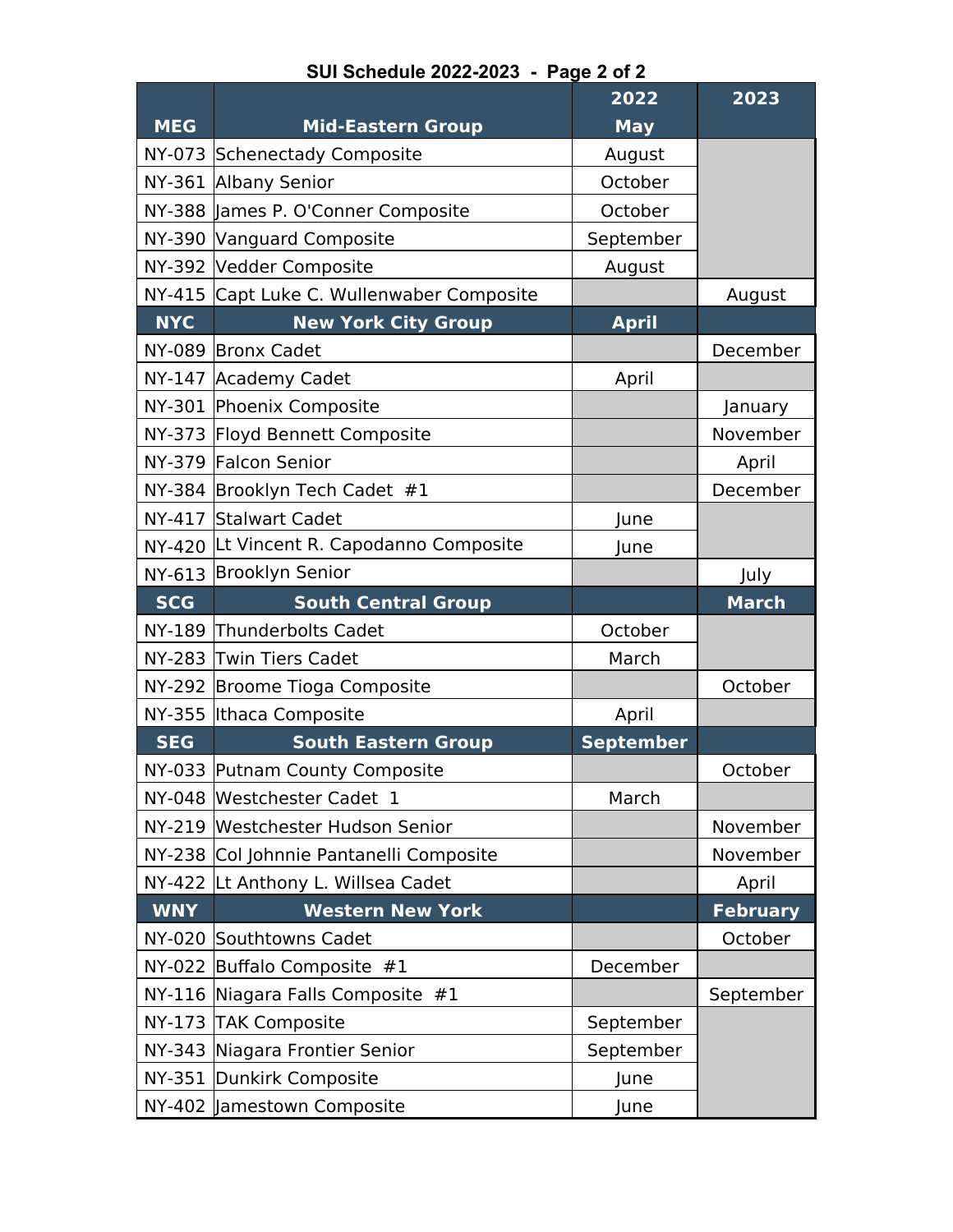## SUI Schedule 2022-2023 - Page 2 of 2

| MEG | Mid-Eastern Group | 2022 May | 2023 |
|---|---|---|---|
| NY-073 | Schenectady Composite | August | |
| NY-361 | Albany Senior | October | |
| NY-388 | James P. O'Conner Composite | October | |
| NY-390 | Vanguard Composite | September | |
| NY-392 | Vedder Composite | August | |
| NY-415 | Capt Luke C. Wullenwaber Composite | | August |
| **NYC** | **New York City Group** | **April** | |
| NY-089 | Bronx Cadet | | December |
| NY-147 | Academy Cadet | April | |
| NY-301 | Phoenix Composite | | January |
| NY-373 | Floyd Bennett Composite | | November |
| NY-379 | Falcon Senior | | April |
| NY-384 | Brooklyn Tech Cadet #1 | | December |
| NY-417 | Stalwart Cadet | June | |
| NY-420 | Lt Vincent R. Capodanno Composite | June | |
| NY-613 | Brooklyn Senior | | July |
| **SCG** | **South Central Group** | | **March** |
| NY-189 | Thunderbolts Cadet | October | |
| NY-283 | Twin Tiers Cadet | March | |
| NY-292 | Broome Tioga Composite | | October |
| NY-355 | Ithaca Composite | April | |
| **SEG** | **South Eastern Group** | **September** | |
| NY-033 | Putnam County Composite | | October |
| NY-048 | Westchester Cadet 1 | March | |
| NY-219 | Westchester Hudson Senior | | November |
| NY-238 | Col Johnnie Pantanelli Composite | | November |
| NY-422 | Lt Anthony L. Willsea Cadet | | April |
| **WNY** | **Western New York** | | **February** |
| NY-020 | Southtowns Cadet | | October |
| NY-022 | Buffalo Composite #1 | December | |
| NY-116 | Niagara Falls Composite #1 | | September |
| NY-173 | TAK Composite | September | |
| NY-343 | Niagara Frontier Senior | September | |
| NY-351 | Dunkirk Composite | June | |
| NY-402 | Jamestown Composite | June | |